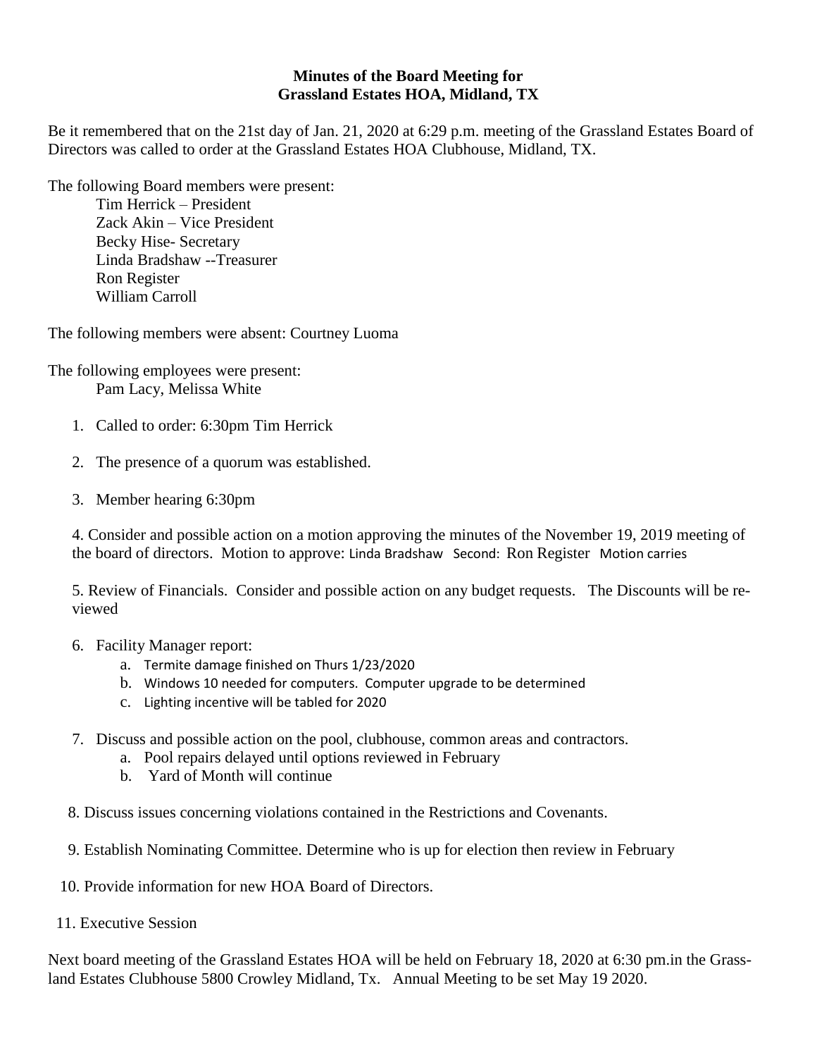**Minutes of the Board Meeting for**
**Grassland Estates HOA, Midland, TX**

Be it remembered that on the 21st day of Jan. 21, 2020 at 6:29 p.m. meeting of the Grassland Estates Board of Directors was called to order at the Grassland Estates HOA Clubhouse, Midland, TX.

The following Board members were present:

Tim Herrick – President
Zack Akin – Vice President
Becky Hise- Secretary
Linda Bradshaw --Treasurer
Ron Register
William Carroll

The following members were absent: Courtney Luoma

The following employees were present:

Pam Lacy, Melissa White

1. Called to order: 6:30pm Tim Herrick

2. The presence of a quorum was established.

3. Member hearing 6:30pm

4. Consider and possible action on a motion approving the minutes of the November 19, 2019 meeting of the board of directors. Motion to approve: Linda Bradshaw Second: Ron Register Motion carries

5. Review of Financials. Consider and possible action on any budget requests. The Discounts will be reviewed

6. Facility Manager report:
   a. Termite damage finished on Thurs 1/23/2020
   b. Windows 10 needed for computers. Computer upgrade to be determined
   c. Lighting incentive will be tabled for 2020

7. Discuss and possible action on the pool, clubhouse, common areas and contractors.
   a. Pool repairs delayed until options reviewed in February
   b. Yard of Month will continue

8. Discuss issues concerning violations contained in the Restrictions and Covenants.

9. Establish Nominating Committee. Determine who is up for election then review in February

10. Provide information for new HOA Board of Directors.

11. Executive Session

Next board meeting of the Grassland Estates HOA will be held on February 18, 2020 at 6:30 pm.in the Grassland Estates Clubhouse 5800 Crowley Midland, Tx. Annual Meeting to be set May 19 2020.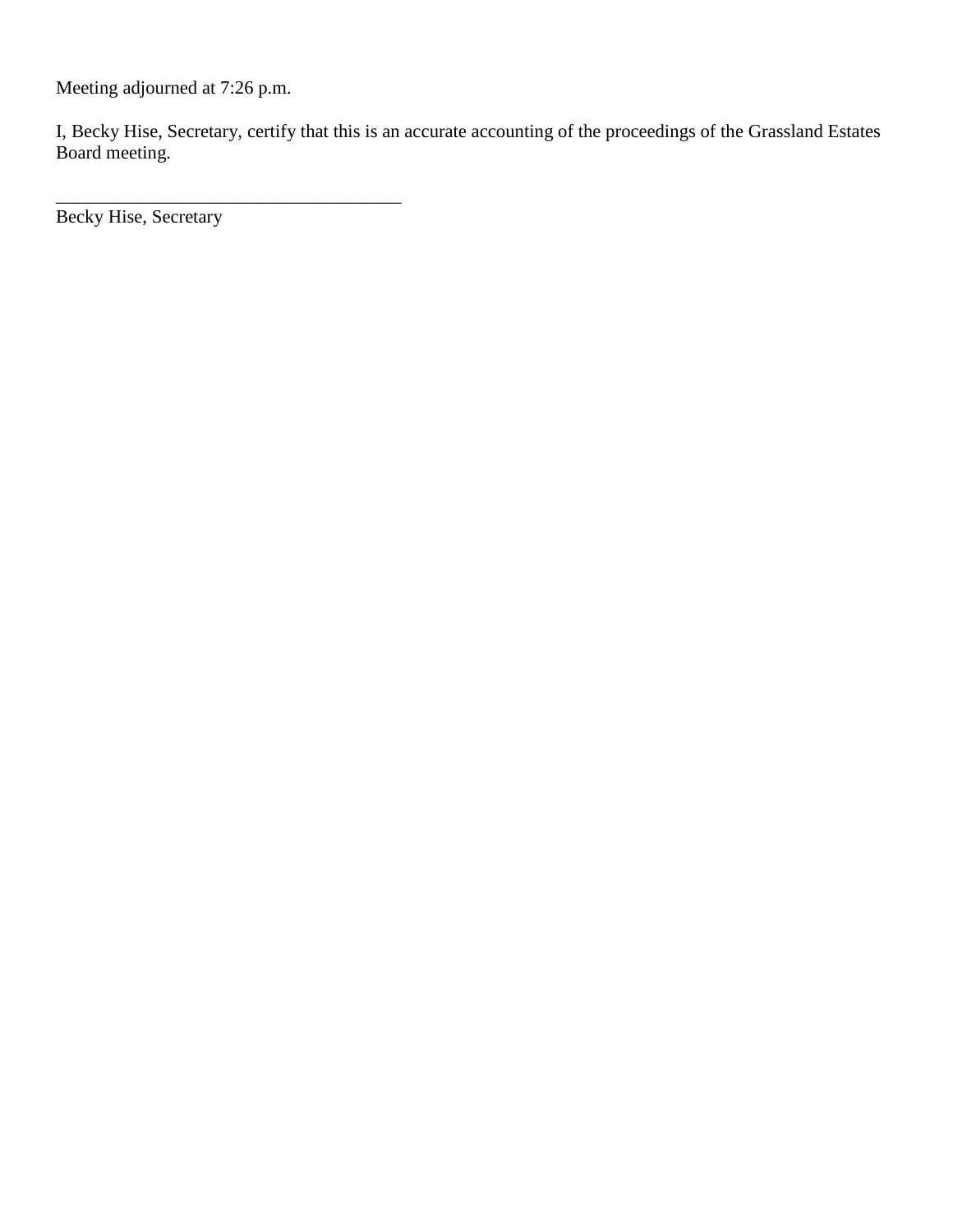Meeting adjourned at 7:26 p.m.

I, Becky Hise, Secretary, certify that this is an accurate accounting of the proceedings of the Grassland Estates Board meeting.

______________________________________

Becky Hise, Secretary